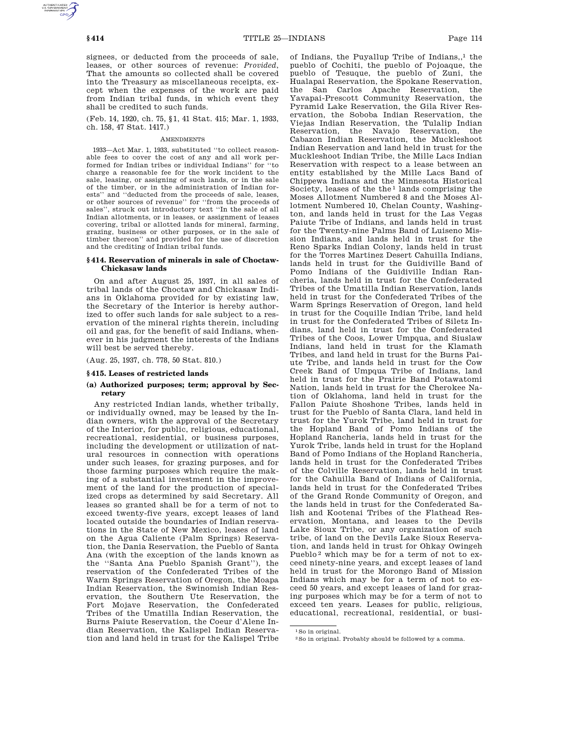signees, or deducted from the proceeds of sale, leases, or other sources of revenue: *Provided*, That the amounts so collected shall be covered into the Treasury as miscellaneous receipts, except when the expenses of the work are paid from Indian tribal funds, in which event they shall be credited to such funds.

(Feb. 14, 1920, ch. 75, §1, 41 Stat. 415; Mar. 1, 1933, ch. 158, 47 Stat. 1417.)

AMENDMENTS

1933—Act Mar. 1, 1933, substituted ''to collect reasonable fees to cover the cost of any and all work performed for Indian tribes or individual Indians'' for ''to charge a reasonable fee for the work incident to the sale, leasing, or assigning of such lands, or in the sale of the timber, or in the administration of Indian forests'' and ''deducted from the proceeds of sale, leases, or other sources of revenue'' for ''from the proceeds of sales'', struck out introductory text ''In the sale of all Indian allotments, or in leases, or assignment of leases covering, tribal or allotted lands for mineral, farming, grazing, business or other purposes, or in the sale of timber thereon'' and provided for the use of discretion and the crediting of Indian tribal funds.

### §414. Reservation of minerals in sale of Choctaw-Chickasaw lands

On and after August 25, 1937, in all sales of tribal lands of the Choctaw and Chickasaw Indians in Oklahoma provided for by existing law, the Secretary of the Interior is hereby authorized to offer such lands for sale subject to a reservation of the mineral rights therein, including oil and gas, for the benefit of said Indians, whenever in his judgment the interests of the Indians will best be served thereby.

(Aug. 25, 1937, ch. 778, 50 Stat. 810.)

### §415. Leases of restricted lands

#### (a) Authorized purposes; term; approval by Secretary

Any restricted Indian lands, whether tribally, or individually owned, may be leased by the Indian owners, with the approval of the Secretary of the Interior, for public, religious, educational, recreational, residential, or business purposes, including the development or utilization of natural resources in connection with operations under such leases, for grazing purposes, and for those farming purposes which require the making of a substantial investment in the improvement of the land for the production of specialized crops as determined by said Secretary. All leases so granted shall be for a term of not to exceed twenty-five years, except leases of land located outside the boundaries of Indian reservations in the State of New Mexico, leases of land on the Agua Caliente (Palm Springs) Reservation, the Dania Reservation, the Pueblo of Santa Ana (with the exception of the lands known as the ''Santa Ana Pueblo Spanish Grant''), the reservation of the Confederated Tribes of the Warm Springs Reservation of Oregon, the Moapa Indian Reservation, the Swinomish Indian Reservation, the Southern Ute Reservation, the Fort Mojave Reservation, the Confederated Tribes of the Umatilla Indian Reservation, the Burns Paiute Reservation, the Coeur d'Alene Indian Reservation, the Kalispel Indian Reservation and land held in trust for the Kalispel Tribe of Indians, the Puyallup Tribe of Indians,,[1] the pueblo of Cochiti, the pueblo of Pojoaque, the pueblo of Tesuque, the pueblo of Zuni, the Hualapai Reservation, the Spokane Reservation, the San Carlos Apache Reservation, the Yavapai-Prescott Community Reservation, the Pyramid Lake Reservation, the Gila River Reservation, the Soboba Indian Reservation, the Viejas Indian Reservation, the Tulalip Indian Reservation, the Navajo Reservation, the Cabazon Indian Reservation, the Muckleshoot Indian Reservation and land held in trust for the Muckleshoot Indian Tribe, the Mille Lacs Indian Reservation with respect to a lease between an entity established by the Mille Lacs Band of Chippewa Indians and the Minnesota Historical Society, leases of the the[1] lands comprising the Moses Allotment Numbered 8 and the Moses Allotment Numbered 10, Chelan County, Washington, and lands held in trust for the Las Vegas Paiute Tribe of Indians, and lands held in trust for the Twenty-nine Palms Band of Luiseno Mission Indians, and lands held in trust for the Reno Sparks Indian Colony, lands held in trust for the Torres Martinez Desert Cahuilla Indians, lands held in trust for the Guidiville Band of Pomo Indians of the Guidiville Indian Rancheria, lands held in trust for the Confederated Tribes of the Umatilla Indian Reservation, lands held in trust for the Confederated Tribes of the Warm Springs Reservation of Oregon, land held in trust for the Coquille Indian Tribe, land held in trust for the Confederated Tribes of Siletz Indians, land held in trust for the Confederated Tribes of the Coos, Lower Umpqua, and Siuslaw Indians, land held in trust for the Klamath Tribes, and land held in trust for the Burns Paiute Tribe, and lands held in trust for the Cow Creek Band of Umpqua Tribe of Indians, land held in trust for the Prairie Band Potawatomi Nation, lands held in trust for the Cherokee Nation of Oklahoma, land held in trust for the Fallon Paiute Shoshone Tribes, lands held in trust for the Pueblo of Santa Clara, land held in trust for the Yurok Tribe, land held in trust for the Hopland Band of Pomo Indians of the Hopland Rancheria, lands held in trust for the Yurok Tribe, lands held in trust for the Hopland Band of Pomo Indians of the Hopland Rancheria, lands held in trust for the Confederated Tribes of the Colville Reservation, lands held in trust for the Cahuilla Band of Indians of California, lands held in trust for the Confederated Tribes of the Grand Ronde Community of Oregon, and the lands held in trust for the Confederated Salish and Kootenai Tribes of the Flathead Reservation, Montana, and leases to the Devils Lake Sioux Tribe, or any organization of such tribe, of land on the Devils Lake Sioux Reservation, and lands held in trust for Ohkay Owingeh Pueblo[2] which may be for a term of not to exceed ninety-nine years, and except leases of land held in trust for the Morongo Band of Mission Indians which may be for a term of not to exceed 50 years, and except leases of land for grazing purposes which may be for a term of not to exceed ten years. Leases for public, religious, educational, recreational, residential, or busi-

[1] So in original.

[2] So in original. Probably should be followed by a comma.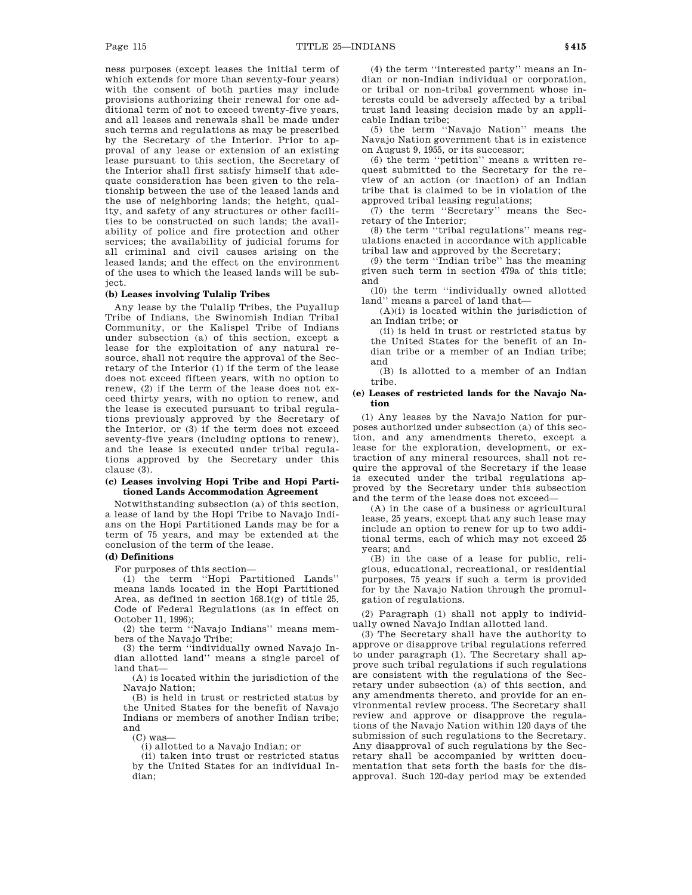ness purposes (except leases the initial term of which extends for more than seventy-four years) with the consent of both parties may include provisions authorizing their renewal for one additional term of not to exceed twenty-five years, and all leases and renewals shall be made under such terms and regulations as may be prescribed by the Secretary of the Interior. Prior to approval of any lease or extension of an existing lease pursuant to this section, the Secretary of the Interior shall first satisfy himself that adequate consideration has been given to the relationship between the use of the leased lands and the use of neighboring lands; the height, quality, and safety of any structures or other facilities to be constructed on such lands; the availability of police and fire protection and other services; the availability of judicial forums for all criminal and civil causes arising on the leased lands; and the effect on the environment of the uses to which the leased lands will be subject.

**(b) Leases involving Tulalip Tribes**

Any lease by the Tulalip Tribes, the Puyallup Tribe of Indians, the Swinomish Indian Tribal Community, or the Kalispel Tribe of Indians under subsection (a) of this section, except a lease for the exploitation of any natural resource, shall not require the approval of the Secretary of the Interior (1) if the term of the lease does not exceed fifteen years, with no option to renew, (2) if the term of the lease does not exceed thirty years, with no option to renew, and the lease is executed pursuant to tribal regulations previously approved by the Secretary of the Interior, or (3) if the term does not exceed seventy-five years (including options to renew), and the lease is executed under tribal regulations approved by the Secretary under this clause (3).

**(c) Leases involving Hopi Tribe and Hopi Partitioned Lands Accommodation Agreement**

Notwithstanding subsection (a) of this section, a lease of land by the Hopi Tribe to Navajo Indians on the Hopi Partitioned Lands may be for a term of 75 years, and may be extended at the conclusion of the term of the lease.

**(d) Definitions**

For purposes of this section—

(1) the term "Hopi Partitioned Lands" means lands located in the Hopi Partitioned Area, as defined in section 168.1(g) of title 25, Code of Federal Regulations (as in effect on October 11, 1996);

(2) the term "Navajo Indians" means members of the Navajo Tribe;

(3) the term "individually owned Navajo Indian allotted land" means a single parcel of land that—

(A) is located within the jurisdiction of the Navajo Nation;

(B) is held in trust or restricted status by the United States for the benefit of Navajo Indians or members of another Indian tribe; and

(C) was—

(i) allotted to a Navajo Indian; or

(ii) taken into trust or restricted status by the United States for an individual Indian;

(4) the term "interested party" means an Indian or non-Indian individual or corporation, or tribal or non-tribal government whose interests could be adversely affected by a tribal trust land leasing decision made by an applicable Indian tribe;

(5) the term "Navajo Nation" means the Navajo Nation government that is in existence on August 9, 1955, or its successor;

(6) the term "petition" means a written request submitted to the Secretary for the review of an action (or inaction) of an Indian tribe that is claimed to be in violation of the approved tribal leasing regulations;

(7) the term "Secretary" means the Secretary of the Interior;

(8) the term "tribal regulations" means regulations enacted in accordance with applicable tribal law and approved by the Secretary;

(9) the term "Indian tribe" has the meaning given such term in section 479a of this title; and

(10) the term "individually owned allotted land" means a parcel of land that—

(A)(i) is located within the jurisdiction of an Indian tribe; or

(ii) is held in trust or restricted status by the United States for the benefit of an Indian tribe or a member of an Indian tribe; and

(B) is allotted to a member of an Indian tribe.

**(e) Leases of restricted lands for the Navajo Nation**

(1) Any leases by the Navajo Nation for purposes authorized under subsection (a) of this section, and any amendments thereto, except a lease for the exploration, development, or extraction of any mineral resources, shall not require the approval of the Secretary if the lease is executed under the tribal regulations approved by the Secretary under this subsection and the term of the lease does not exceed—

(A) in the case of a business or agricultural lease, 25 years, except that any such lease may include an option to renew for up to two additional terms, each of which may not exceed 25 years; and

(B) in the case of a lease for public, religious, educational, recreational, or residential purposes, 75 years if such a term is provided for by the Navajo Nation through the promulgation of regulations.

(2) Paragraph (1) shall not apply to individually owned Navajo Indian allotted land.

(3) The Secretary shall have the authority to approve or disapprove tribal regulations referred to under paragraph (1). The Secretary shall approve such tribal regulations if such regulations are consistent with the regulations of the Secretary under subsection (a) of this section, and any amendments thereto, and provide for an environmental review process. The Secretary shall review and approve or disapprove the regulations of the Navajo Nation within 120 days of the submission of such regulations to the Secretary. Any disapproval of such regulations by the Secretary shall be accompanied by written documentation that sets forth the basis for the disapproval. Such 120-day period may be extended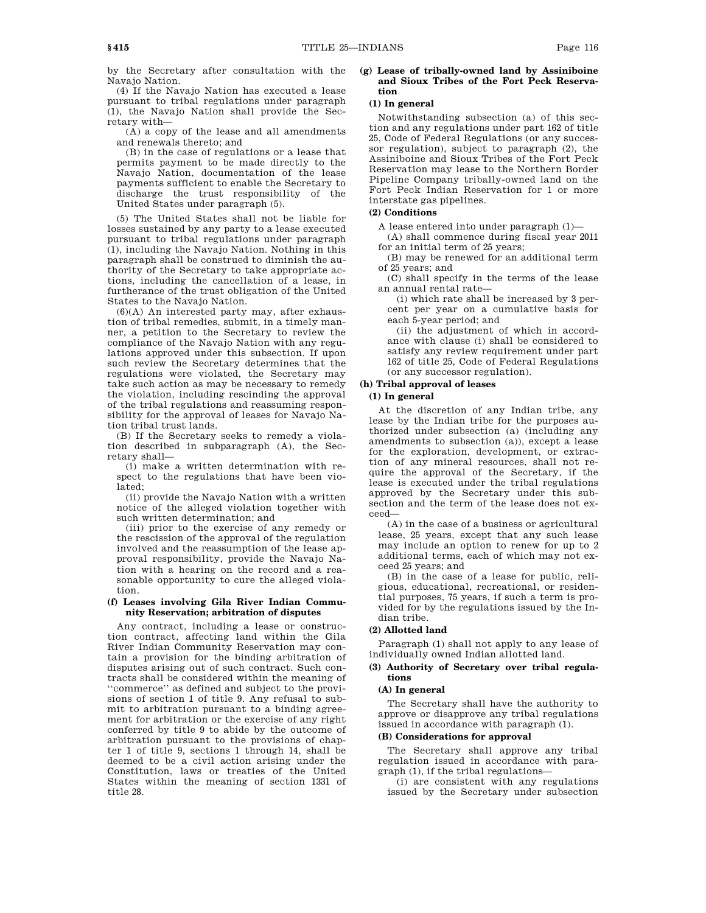by the Secretary after consultation with the Navajo Nation.

(4) If the Navajo Nation has executed a lease pursuant to tribal regulations under paragraph (1), the Navajo Nation shall provide the Secretary with—

(A) a copy of the lease and all amendments and renewals thereto; and

(B) in the case of regulations or a lease that permits payment to be made directly to the Navajo Nation, documentation of the lease payments sufficient to enable the Secretary to discharge the trust responsibility of the United States under paragraph (5).

(5) The United States shall not be liable for losses sustained by any party to a lease executed pursuant to tribal regulations under paragraph (1), including the Navajo Nation. Nothing in this paragraph shall be construed to diminish the authority of the Secretary to take appropriate actions, including the cancellation of a lease, in furtherance of the trust obligation of the United States to the Navajo Nation.

(6)(A) An interested party may, after exhaustion of tribal remedies, submit, in a timely manner, a petition to the Secretary to review the compliance of the Navajo Nation with any regulations approved under this subsection. If upon such review the Secretary determines that the regulations were violated, the Secretary may take such action as may be necessary to remedy the violation, including rescinding the approval of the tribal regulations and reassuming responsibility for the approval of leases for Navajo Nation tribal trust lands.

(B) If the Secretary seeks to remedy a violation described in subparagraph (A), the Secretary shall—

(i) make a written determination with respect to the regulations that have been violated;

(ii) provide the Navajo Nation with a written notice of the alleged violation together with such written determination; and

(iii) prior to the exercise of any remedy or the rescission of the approval of the regulation involved and the reassumption of the lease approval responsibility, provide the Navajo Nation with a hearing on the record and a reasonable opportunity to cure the alleged violation.

**(f) Leases involving Gila River Indian Community Reservation; arbitration of disputes**

Any contract, including a lease or construction contract, affecting land within the Gila River Indian Community Reservation may contain a provision for the binding arbitration of disputes arising out of such contract. Such contracts shall be considered within the meaning of ''commerce'' as defined and subject to the provisions of section 1 of title 9. Any refusal to submit to arbitration pursuant to a binding agreement for arbitration or the exercise of any right conferred by title 9 to abide by the outcome of arbitration pursuant to the provisions of chapter 1 of title 9, sections 1 through 14, shall be deemed to be a civil action arising under the Constitution, laws or treaties of the United States within the meaning of section 1331 of title 28.

**(g) Lease of tribally-owned land by Assiniboine and Sioux Tribes of the Fort Peck Reservation**

**(1) In general**

Notwithstanding subsection (a) of this section and any regulations under part 162 of title 25, Code of Federal Regulations (or any successor regulation), subject to paragraph (2), the Assiniboine and Sioux Tribes of the Fort Peck Reservation may lease to the Northern Border Pipeline Company tribally-owned land on the Fort Peck Indian Reservation for 1 or more interstate gas pipelines.

**(2) Conditions**

A lease entered into under paragraph (1)—

(A) shall commence during fiscal year 2011 for an initial term of 25 years;

(B) may be renewed for an additional term of 25 years; and

(C) shall specify in the terms of the lease an annual rental rate—

(i) which rate shall be increased by 3 percent per year on a cumulative basis for each 5-year period; and

(ii) the adjustment of which in accordance with clause (i) shall be considered to satisfy any review requirement under part 162 of title 25, Code of Federal Regulations (or any successor regulation).

**(h) Tribal approval of leases**

**(1) In general**

At the discretion of any Indian tribe, any lease by the Indian tribe for the purposes authorized under subsection (a) (including any amendments to subsection (a)), except a lease for the exploration, development, or extraction of any mineral resources, shall not require the approval of the Secretary, if the lease is executed under the tribal regulations approved by the Secretary under this subsection and the term of the lease does not exceed—

(A) in the case of a business or agricultural lease, 25 years, except that any such lease may include an option to renew for up to 2 additional terms, each of which may not exceed 25 years; and

(B) in the case of a lease for public, religious, educational, recreational, or residential purposes, 75 years, if such a term is provided for by the regulations issued by the Indian tribe.

**(2) Allotted land**

Paragraph (1) shall not apply to any lease of individually owned Indian allotted land.

**(3) Authority of Secretary over tribal regulations**

**(A) In general**

The Secretary shall have the authority to approve or disapprove any tribal regulations issued in accordance with paragraph (1).

**(B) Considerations for approval**

The Secretary shall approve any tribal regulation issued in accordance with paragraph (1), if the tribal regulations—

(i) are consistent with any regulations issued by the Secretary under subsection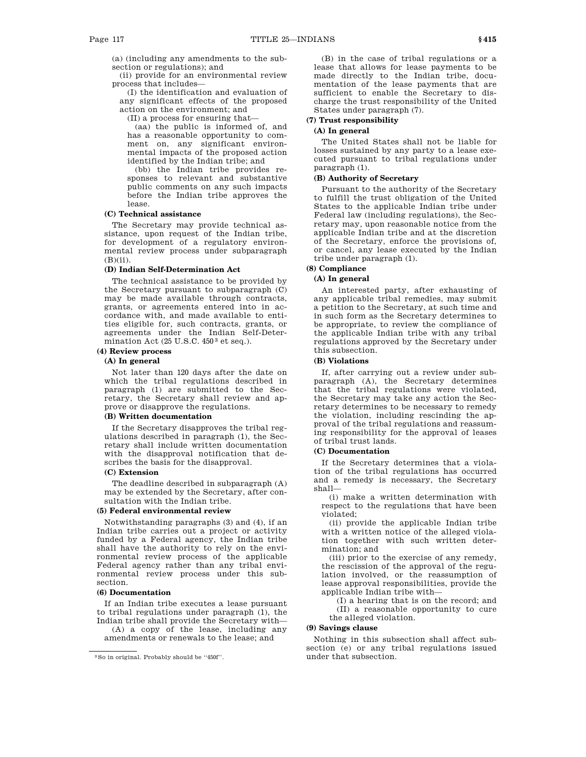(a) (including any amendments to the subsection or regulations); and

(ii) provide for an environmental review process that includes—

(I) the identification and evaluation of any significant effects of the proposed action on the environment; and

(II) a process for ensuring that—

(aa) the public is informed of, and has a reasonable opportunity to comment on, any significant environmental impacts of the proposed action identified by the Indian tribe; and

(bb) the Indian tribe provides responses to relevant and substantive public comments on any such impacts before the Indian tribe approves the lease.

#### (C) Technical assistance

The Secretary may provide technical assistance, upon request of the Indian tribe, for development of a regulatory environmental review process under subparagraph (B)(ii).

#### (D) Indian Self-Determination Act

The technical assistance to be provided by the Secretary pursuant to subparagraph (C) may be made available through contracts, grants, or agreements entered into in accordance with, and made available to entities eligible for, such contracts, grants, or agreements under the Indian Self-Determination Act (25 U.S.C. 450[3] et seq.).

### (4) Review process

#### (A) In general

Not later than 120 days after the date on which the tribal regulations described in paragraph (1) are submitted to the Secretary, the Secretary shall review and approve or disapprove the regulations.

#### (B) Written documentation

If the Secretary disapproves the tribal regulations described in paragraph (1), the Secretary shall include written documentation with the disapproval notification that describes the basis for the disapproval.

#### (C) Extension

The deadline described in subparagraph (A) may be extended by the Secretary, after consultation with the Indian tribe.

### (5) Federal environmental review

Notwithstanding paragraphs (3) and (4), if an Indian tribe carries out a project or activity funded by a Federal agency, the Indian tribe shall have the authority to rely on the environmental review process of the applicable Federal agency rather than any tribal environmental review process under this subsection.

### (6) Documentation

If an Indian tribe executes a lease pursuant to tribal regulations under paragraph (1), the Indian tribe shall provide the Secretary with—

(A) a copy of the lease, including any amendments or renewals to the lease; and

(B) in the case of tribal regulations or a lease that allows for lease payments to be made directly to the Indian tribe, documentation of the lease payments that are sufficient to enable the Secretary to discharge the trust responsibility of the United States under paragraph (7).

### (7) Trust responsibility

#### (A) In general

The United States shall not be liable for losses sustained by any party to a lease executed pursuant to tribal regulations under paragraph (1).

#### (B) Authority of Secretary

Pursuant to the authority of the Secretary to fulfill the trust obligation of the United States to the applicable Indian tribe under Federal law (including regulations), the Secretary may, upon reasonable notice from the applicable Indian tribe and at the discretion of the Secretary, enforce the provisions of, or cancel, any lease executed by the Indian tribe under paragraph (1).

### (8) Compliance

#### (A) In general

An interested party, after exhausting of any applicable tribal remedies, may submit a petition to the Secretary, at such time and in such form as the Secretary determines to be appropriate, to review the compliance of the applicable Indian tribe with any tribal regulations approved by the Secretary under this subsection.

#### (B) Violations

If, after carrying out a review under subparagraph (A), the Secretary determines that the tribal regulations were violated, the Secretary may take any action the Secretary determines to be necessary to remedy the violation, including rescinding the approval of the tribal regulations and reassuming responsibility for the approval of leases of tribal trust lands.

#### (C) Documentation

If the Secretary determines that a violation of the tribal regulations has occurred and a remedy is necessary, the Secretary shall—

(i) make a written determination with respect to the regulations that have been violated;

(ii) provide the applicable Indian tribe with a written notice of the alleged violation together with such written determination; and

(iii) prior to the exercise of any remedy, the rescission of the approval of the regulation involved, or the reassumption of lease approval responsibilities, provide the applicable Indian tribe with—

(I) a hearing that is on the record; and

(II) a reasonable opportunity to cure the alleged violation.

### (9) Savings clause

Nothing in this subsection shall affect subsection (e) or any tribal regulations issued under that subsection.

---

[3] So in original. Probably should be "450f".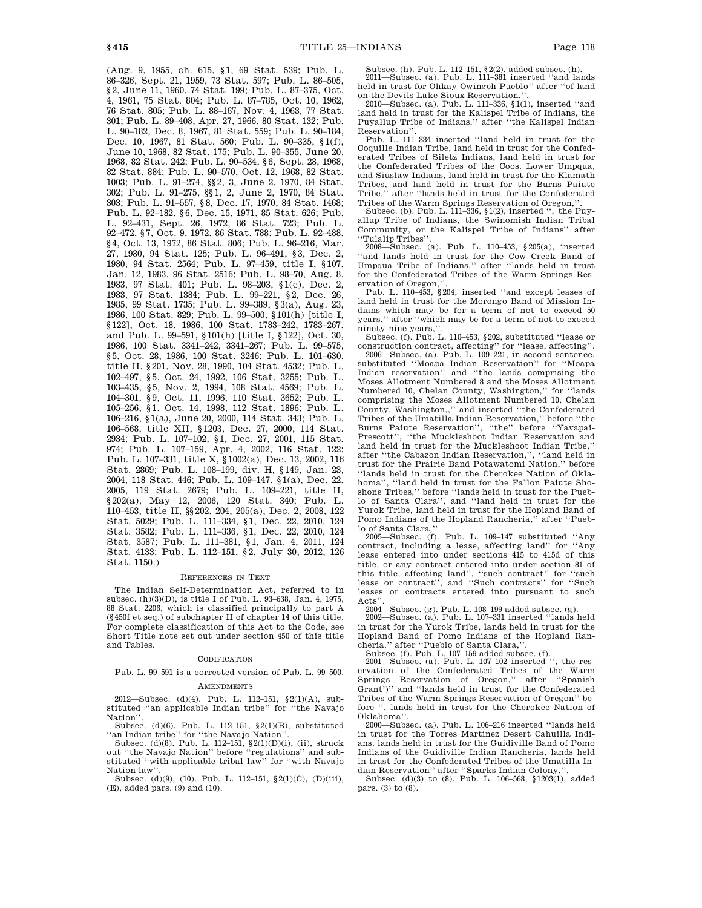(Aug. 9, 1955, ch. 615, §1, 69 Stat. 539; Pub. L. 86–326, Sept. 21, 1959, 73 Stat. 597; Pub. L. 86–505, §2, June 11, 1960, 74 Stat. 199; Pub. L. 87–375, Oct. 4, 1961, 75 Stat. 804; Pub. L. 87–785, Oct. 10, 1962, 76 Stat. 805; Pub. L. 88–167, Nov. 4, 1963, 77 Stat. 301; Pub. L. 89–408, Apr. 27, 1966, 80 Stat. 132; Pub. L. 90–182, Dec. 8, 1967, 81 Stat. 559; Pub. L. 90–184, Dec. 10, 1967, 81 Stat. 560; Pub. L. 90–335, §1(f), June 10, 1968, 82 Stat. 175; Pub. L. 90–355, June 20, 1968, 82 Stat. 242; Pub. L. 90–534, §6, Sept. 28, 1968, 82 Stat. 884; Pub. L. 90–570, Oct. 12, 1968, 82 Stat. 1003; Pub. L. 91–274, §§2, 3, June 2, 1970, 84 Stat. 302; Pub. L. 91–275, §§1, 2, June 2, 1970, 84 Stat. 303; Pub. L. 91–557, §8, Dec. 17, 1970, 84 Stat. 1468; Pub. L. 92–182, §6, Dec. 15, 1971, 85 Stat. 626; Pub. L. 92–431, Sept. 26, 1972, 86 Stat. 723; Pub. L. 92–472, §7, Oct. 9, 1972, 86 Stat. 788; Pub. L. 92–488, §4, Oct. 13, 1972, 86 Stat. 806; Pub. L. 96–216, Mar. 27, 1980, 94 Stat. 125; Pub. L. 96–491, §3, Dec. 2, 1980, 94 Stat. 2564; Pub. L. 97–459, title I, §107, Jan. 12, 1983, 96 Stat. 2516; Pub. L. 98–70, Aug. 8, 1983, 97 Stat. 401; Pub. L. 98–203, §1(c), Dec. 2, 1983, 97 Stat. 1384; Pub. L. 99–221, §2, Dec. 26, 1985, 99 Stat. 1735; Pub. L. 99–389, §3(a), Aug. 23, 1986, 100 Stat. 829; Pub. L. 99–500, §101(h) [title I, §122], Oct. 18, 1986, 100 Stat. 1783–242, 1783–267, and Pub. L. 99–591, §101(h) [title I, §122], Oct. 30, 1986, 100 Stat. 3341–242, 3341–267; Pub. L. 99–575, §5, Oct. 28, 1986, 100 Stat. 3246; Pub. L. 101–630, title II, §201, Nov. 28, 1990, 104 Stat. 4532; Pub. L. 102–497, §5, Oct. 24, 1992, 106 Stat. 3255; Pub. L. 103–435, §5, Nov. 2, 1994, 108 Stat. 4569; Pub. L. 104–301, §9, Oct. 11, 1996, 110 Stat. 3652; Pub. L. 105–256, §1, Oct. 14, 1998, 112 Stat. 1896; Pub. L. 106–216, §1(a), June 20, 2000, 114 Stat. 343; Pub. L. 106–568, title XII, §1203, Dec. 27, 2000, 114 Stat. 2934; Pub. L. 107–102, §1, Dec. 27, 2001, 115 Stat. 974; Pub. L. 107–159, Apr. 4, 2002, 116 Stat. 122; Pub. L. 107–331, title X, §1002(a), Dec. 13, 2002, 116 Stat. 2869; Pub. L. 108–199, div. H, §149, Jan. 23, 2004, 118 Stat. 446; Pub. L. 109–147, §1(a), Dec. 22, 2005, 119 Stat. 2679; Pub. L. 109–221, title II, §202(a), May 12, 2006, 120 Stat. 340; Pub. L. 110–453, title II, §§202, 204, 205(a), Dec. 2, 2008, 122 Stat. 5029; Pub. L. 111–334, §1, Dec. 22, 2010, 124 Stat. 3582; Pub. L. 111–336, §1, Dec. 22, 2010, 124 Stat. 3587; Pub. L. 111–381, §1, Jan. 4, 2011, 124 Stat. 4133; Pub. L. 112–151, §2, July 30, 2012, 126 Stat. 1150.)

### References in Text

The Indian Self-Determination Act, referred to in subsec. (h)(3)(D), is title I of Pub. L. 93–638, Jan. 4, 1975, 88 Stat. 2206, which is classified principally to part A (§450f et seq.) of subchapter II of chapter 14 of this title. For complete classification of this Act to the Code, see Short Title note set out under section 450 of this title and Tables.

### Codification

Pub. L. 99–591 is a corrected version of Pub. L. 99–500.

### Amendments

2012—Subsec. (d)(4). Pub. L. 112–151, §2(1)(A), substituted "an applicable Indian tribe" for "the Navajo Nation".

Subsec. (d)(6). Pub. L. 112–151, §2(1)(B), substituted "an Indian tribe" for "the Navajo Nation".

Subsec. (d)(8). Pub. L. 112–151, §2(1)(D)(i), (ii), struck out "the Navajo Nation" before "regulations" and substituted "with applicable tribal law" for "with Navajo Nation law".

Subsec. (d)(9), (10). Pub. L. 112–151, §2(1)(C), (D)(iii), (E), added pars. (9) and (10).

Subsec. (h). Pub. L. 112–151, §2(2), added subsec. (h).

2011—Subsec. (a). Pub. L. 111–381 inserted "and lands held in trust for Ohkay Owingeh Pueblo" after "of land on the Devils Lake Sioux Reservation,".

2010—Subsec. (a). Pub. L. 111–336, §1(1), inserted "and land held in trust for the Kalispel Tribe of Indians, the Puyallup Tribe of Indians," after "the Kalispel Indian Reservation".

Pub. L. 111–334 inserted "land held in trust for the Coquille Indian Tribe, land held in trust for the Confederated Tribes of Siletz Indians, land held in trust for the Confederated Tribes of the Coos, Lower Umpqua, and Siuslaw Indians, land held in trust for the Klamath Tribes, and land held in trust for the Burns Paiute Tribe," after "lands held in trust for the Confederated Tribes of the Warm Springs Reservation of Oregon,".

Subsec. (b). Pub. L. 111–336, §1(2), inserted ", the Puyallup Tribe of Indians, the Swinomish Indian Tribal Community, or the Kalispel Tribe of Indians" after "Tulalip Tribes".

2008—Subsec. (a). Pub. L. 110–453, §205(a), inserted "and lands held in trust for the Cow Creek Band of Umpqua Tribe of Indians," after "lands held in trust for the Confederated Tribes of the Warm Springs Reservation of Oregon,".

Pub. L. 110–453, §204, inserted "and except leases of land held in trust for the Morongo Band of Mission Indians which may be for a term of not to exceed 50 years," after "which may be for a term of not to exceed ninety-nine years,".

Subsec. (f). Pub. L. 110–453, §202, substituted "lease or construction contract, affecting" for "lease, affecting".

2006—Subsec. (a). Pub. L. 109–221, in second sentence, substituted "Moapa Indian Reservation" for "Moapa Indian reservation" and "the lands comprising the Moses Allotment Numbered 8 and the Moses Allotment Numbered 10, Chelan County, Washington," for "lands comprising the Moses Allotment Numbered 10, Chelan County, Washington,," and inserted "the Confederated Tribes of the Umatilla Indian Reservation," before "the Burns Paiute Reservation", "the" before "Yavapai-Prescott", "the Muckleshoot Indian Reservation and land held in trust for the Muckleshoot Indian Tribe," after "the Cabazon Indian Reservation,", "land held in trust for the Prairie Band Potawatomi Nation," before "lands held in trust for the Cherokee Nation of Oklahoma", "land held in trust for the Fallon Paiute Shoshone Tribes," before "lands held in trust for the Pueblo of Santa Clara", and "land held in trust for the Yurok Tribe, land held in trust for the Hopland Band of Pomo Indians of the Hopland Rancheria," after "Pueblo of Santa Clara,".

2005—Subsec. (f). Pub. L. 109–147 substituted "Any contract, including a lease, affecting land" for "Any lease entered into under sections 415 to 415d of this title, or any contract entered into under section 81 of this title, affecting land", "such contract" for "such lease or contract", and "Such contracts" for "Such leases or contracts entered into pursuant to such Acts".

2004—Subsec. (g). Pub. L. 108–199 added subsec. (g).

2002—Subsec. (a). Pub. L. 107–331 inserted "lands held in trust for the Yurok Tribe, lands held in trust for the Hopland Band of Pomo Indians of the Hopland Rancheria," after "Pueblo of Santa Clara,".

Subsec. (f). Pub. L. 107–159 added subsec. (f).

2001—Subsec. (a). Pub. L. 107–102 inserted ", the reservation of the Confederated Tribes of the Warm Springs Reservation of Oregon," after "Spanish Grant')" and "lands held in trust for the Confederated Tribes of the Warm Springs Reservation of Oregon" before ", lands held in trust for the Cherokee Nation of Oklahoma".

2000—Subsec. (a). Pub. L. 106–216 inserted "lands held in trust for the Torres Martinez Desert Cahuilla Indians, lands held in trust for the Guidiville Band of Pomo Indians of the Guidiville Indian Rancheria, lands held in trust for the Confederated Tribes of the Umatilla Indian Reservation" after "Sparks Indian Colony,".

Subsec. (d)(3) to (8). Pub. L. 106–568, §1203(1), added pars. (3) to (8).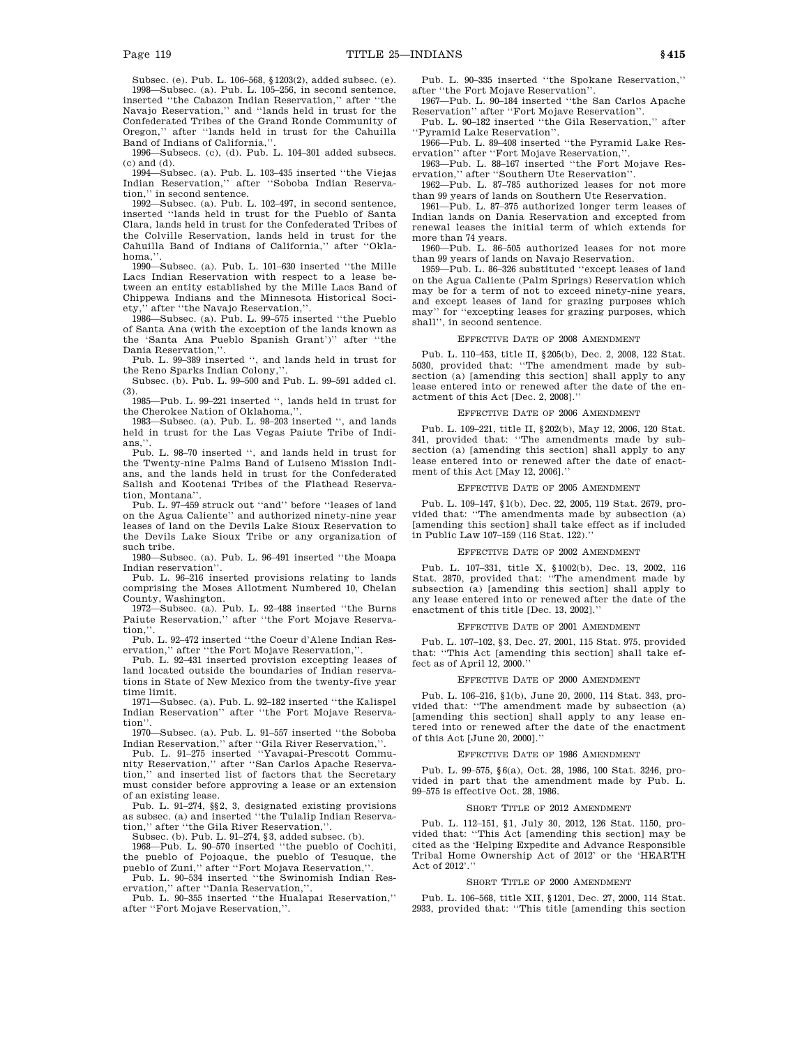Subsec. (e). Pub. L. 106–568, §1203(2), added subsec. (e).

1998—Subsec. (a). Pub. L. 105–256, in second sentence, inserted ''the Cabazon Indian Reservation,'' after ''the Navajo Reservation,'' and ''lands held in trust for the Confederated Tribes of the Grand Ronde Community of Oregon,'' after ''lands held in trust for the Cahuilla Band of Indians of California,''.

1996—Subsecs. (c), (d). Pub. L. 104–301 added subsecs. (c) and (d).

1994—Subsec. (a). Pub. L. 103–435 inserted ''the Viejas Indian Reservation,'' after ''Soboba Indian Reservation,'' in second sentence.

1992—Subsec. (a). Pub. L. 102–497, in second sentence, inserted ''lands held in trust for the Pueblo of Santa Clara, lands held in trust for the Confederated Tribes of the Colville Reservation, lands held in trust for the Cahuilla Band of Indians of California,'' after ''Oklahoma,''.

1990—Subsec. (a). Pub. L. 101–630 inserted ''the Mille Lacs Indian Reservation with respect to a lease between an entity established by the Mille Lacs Band of Chippewa Indians and the Minnesota Historical Society,'' after ''the Navajo Reservation,''.

1986—Subsec. (a). Pub. L. 99–575 inserted ''the Pueblo of Santa Ana (with the exception of the lands known as the 'Santa Ana Pueblo Spanish Grant')'' after ''the Dania Reservation,''.

Pub. L. 99–389 inserted '', and lands held in trust for the Reno Sparks Indian Colony,''.

Subsec. (b). Pub. L. 99–500 and Pub. L. 99–591 added cl. (3).

1985—Pub. L. 99–221 inserted '', lands held in trust for the Cherokee Nation of Oklahoma,''.

1983—Subsec. (a). Pub. L. 98–203 inserted '', and lands held in trust for the Las Vegas Paiute Tribe of Indians,''.

Pub. L. 98–70 inserted '', and lands held in trust for the Twenty-nine Palms Band of Luiseno Mission Indians, and the lands held in trust for the Confederated Salish and Kootenai Tribes of the Flathead Reservation, Montana''.

Pub. L. 97–459 struck out ''and'' before ''leases of land on the Agua Caliente'' and authorized ninety-nine year leases of land on the Devils Lake Sioux Reservation to the Devils Lake Sioux Tribe or any organization of such tribe.

1980—Subsec. (a). Pub. L. 96–491 inserted ''the Moapa Indian reservation''.

Pub. L. 96–216 inserted provisions relating to lands comprising the Moses Allotment Numbered 10, Chelan County, Washington.

1972—Subsec. (a). Pub. L. 92–488 inserted ''the Burns Paiute Reservation,'' after ''the Fort Mojave Reservation,''.

Pub. L. 92–472 inserted ''the Coeur d'Alene Indian Reservation,'' after ''the Fort Mojave Reservation,''.

Pub. L. 92–431 inserted provision excepting leases of land located outside the boundaries of Indian reservations in State of New Mexico from the twenty-five year time limit.

1971—Subsec. (a). Pub. L. 92–182 inserted ''the Kalispel Indian Reservation'' after ''the Fort Mojave Reservation''.

1970—Subsec. (a). Pub. L. 91–557 inserted ''the Soboba Indian Reservation,'' after ''Gila River Reservation,''.

Pub. L. 91–275 inserted ''Yavapai-Prescott Community Reservation,'' after ''San Carlos Apache Reservation,'' and inserted list of factors that the Secretary must consider before approving a lease or an extension of an existing lease.

Pub. L. 91–274, §§2, 3, designated existing provisions as subsec. (a) and inserted ''the Tulalip Indian Reservation,'' after ''the Gila River Reservation,''.

Subsec. (b). Pub. L. 91–274, §3, added subsec. (b).

1968—Pub. L. 90–570 inserted ''the pueblo of Cochiti, the pueblo of Pojoaque, the pueblo of Tesuque, the pueblo of Zuni,'' after ''Fort Mojava Reservation,''.

Pub. L. 90–534 inserted ''the Swinomish Indian Reservation,'' after ''Dania Reservation,''.

Pub. L. 90–355 inserted ''the Hualapai Reservation,'' after ''Fort Mojave Reservation,''.

Pub. L. 90–335 inserted ''the Spokane Reservation,'' after ''the Fort Mojave Reservation''.

1967—Pub. L. 90–184 inserted ''the San Carlos Apache Reservation'' after ''Fort Mojave Reservation''.

Pub. L. 90–182 inserted ''the Gila Reservation,'' after ''Pyramid Lake Reservation''.

1966—Pub. L. 89–408 inserted ''the Pyramid Lake Reservation'' after ''Fort Mojave Reservation,''.

1963—Pub. L. 88–167 inserted ''the Fort Mojave Reservation,'' after ''Southern Ute Reservation''.

1962—Pub. L. 87–785 authorized leases for not more than 99 years of lands on Southern Ute Reservation.

1961—Pub. L. 87–375 authorized longer term leases of Indian lands on Dania Reservation and excepted from renewal leases the initial term of which extends for more than 74 years.

1960—Pub. L. 86–505 authorized leases for not more than 99 years of lands on Navajo Reservation.

1959—Pub. L. 86–326 substituted ''except leases of land on the Agua Caliente (Palm Springs) Reservation which may be for a term of not to exceed ninety-nine years, and except leases of land for grazing purposes which may'' for ''excepting leases for grazing purposes, which shall'', in second sentence.

## Effective Date of 2008 Amendment

Pub. L. 110–453, title II, §205(b), Dec. 2, 2008, 122 Stat. 5030, provided that: ''The amendment made by subsection (a) [amending this section] shall apply to any lease entered into or renewed after the date of the enactment of this Act [Dec. 2, 2008].''

## Effective Date of 2006 Amendment

Pub. L. 109–221, title II, §202(b), May 12, 2006, 120 Stat. 341, provided that: ''The amendments made by subsection (a) [amending this section] shall apply to any lease entered into or renewed after the date of enactment of this Act [May 12, 2006].''

## Effective Date of 2005 Amendment

Pub. L. 109–147, §1(b), Dec. 22, 2005, 119 Stat. 2679, provided that: ''The amendments made by subsection (a) [amending this section] shall take effect as if included in Public Law 107–159 (116 Stat. 122).''

## Effective Date of 2002 Amendment

Pub. L. 107–331, title X, §1002(b), Dec. 13, 2002, 116 Stat. 2870, provided that: ''The amendment made by subsection (a) [amending this section] shall apply to any lease entered into or renewed after the date of the enactment of this title [Dec. 13, 2002].''

## Effective Date of 2001 Amendment

Pub. L. 107–102, §3, Dec. 27, 2001, 115 Stat. 975, provided that: ''This Act [amending this section] shall take effect as of April 12, 2000.''

## Effective Date of 2000 Amendment

Pub. L. 106–216, §1(b), June 20, 2000, 114 Stat. 343, provided that: ''The amendment made by subsection (a) [amending this section] shall apply to any lease entered into or renewed after the date of the enactment of this Act [June 20, 2000].''

## Effective Date of 1986 Amendment

Pub. L. 99–575, §6(a), Oct. 28, 1986, 100 Stat. 3246, provided in part that the amendment made by Pub. L. 99–575 is effective Oct. 28, 1986.

## Short Title of 2012 Amendment

Pub. L. 112–151, §1, July 30, 2012, 126 Stat. 1150, provided that: ''This Act [amending this section] may be cited as the 'Helping Expedite and Advance Responsible Tribal Home Ownership Act of 2012' or the 'HEARTH Act of 2012'.''

## Short Title of 2000 Amendment

Pub. L. 106–568, title XII, §1201, Dec. 27, 2000, 114 Stat. 2933, provided that: ''This title [amending this section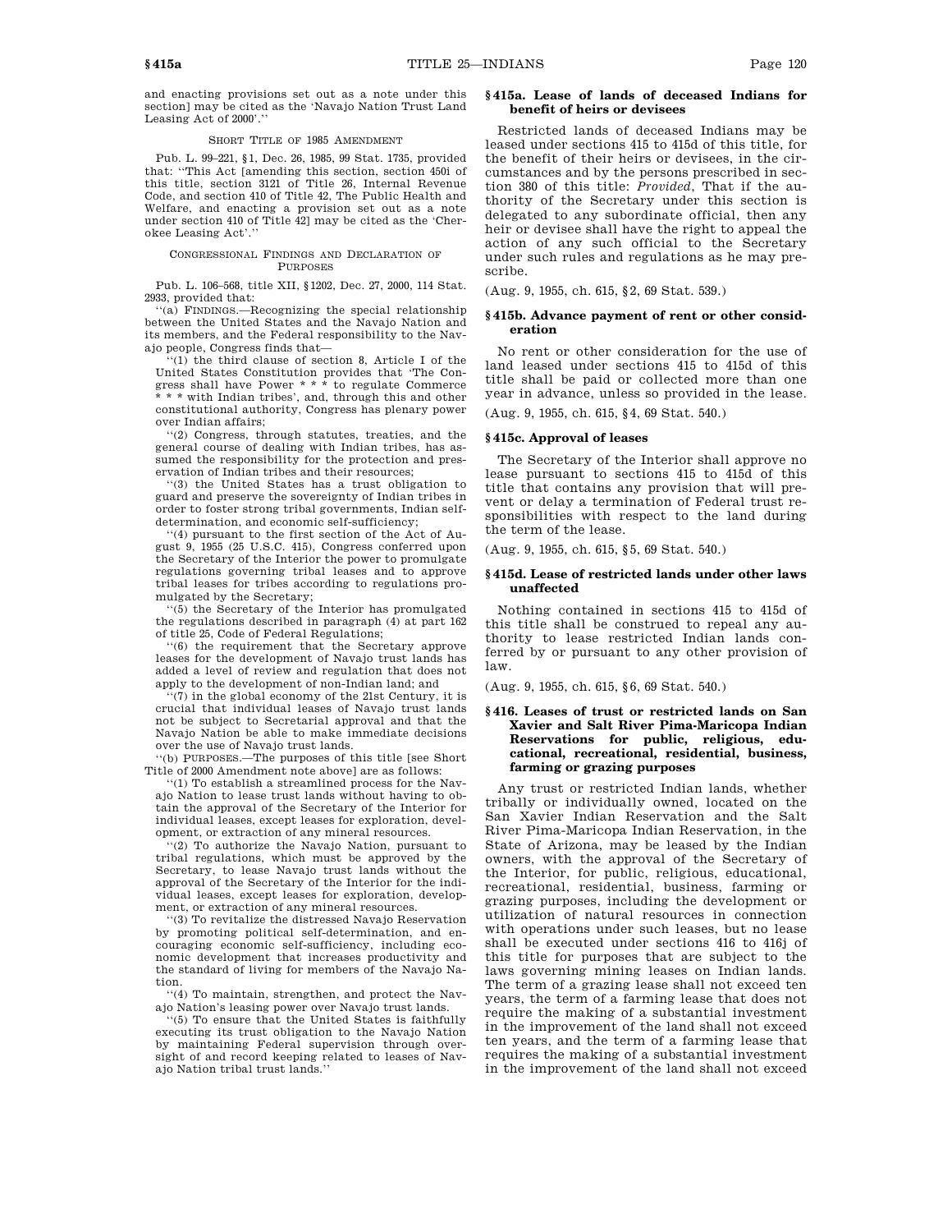and enacting provisions set out as a note under this section] may be cited as the 'Navajo Nation Trust Land Leasing Act of 2000'.''

SHORT TITLE OF 1985 AMENDMENT

Pub. L. 99–221, §1, Dec. 26, 1985, 99 Stat. 1735, provided that: ''This Act [amending this section, section 450i of this title, section 3121 of Title 26, Internal Revenue Code, and section 410 of Title 42, The Public Health and Welfare, and enacting a provision set out as a note under section 410 of Title 42] may be cited as the 'Cherokee Leasing Act'.''

CONGRESSIONAL FINDINGS AND DECLARATION OF PURPOSES

Pub. L. 106–568, title XII, §1202, Dec. 27, 2000, 114 Stat. 2933, provided that:

''(a) FINDINGS.—Recognizing the special relationship between the United States and the Navajo Nation and its members, and the Federal responsibility to the Navajo people, Congress finds that—

''(1) the third clause of section 8, Article I of the United States Constitution provides that 'The Congress shall have Power * * * to regulate Commerce * * * with Indian tribes', and, through this and other constitutional authority, Congress has plenary power over Indian affairs;

''(2) Congress, through statutes, treaties, and the general course of dealing with Indian tribes, has assumed the responsibility for the protection and preservation of Indian tribes and their resources;

''(3) the United States has a trust obligation to guard and preserve the sovereignty of Indian tribes in order to foster strong tribal governments, Indian self-determination, and economic self-sufficiency;

''(4) pursuant to the first section of the Act of August 9, 1955 (25 U.S.C. 415), Congress conferred upon the Secretary of the Interior the power to promulgate regulations governing tribal leases and to approve tribal leases for tribes according to regulations promulgated by the Secretary;

''(5) the Secretary of the Interior has promulgated the regulations described in paragraph (4) at part 162 of title 25, Code of Federal Regulations;

''(6) the requirement that the Secretary approve leases for the development of Navajo trust lands has added a level of review and regulation that does not apply to the development of non-Indian land; and

''(7) in the global economy of the 21st Century, it is crucial that individual leases of Navajo trust lands not be subject to Secretarial approval and that the Navajo Nation be able to make immediate decisions over the use of Navajo trust lands.

''(b) PURPOSES.—The purposes of this title [see Short Title of 2000 Amendment note above] are as follows:

''(1) To establish a streamlined process for the Navajo Nation to lease trust lands without having to obtain the approval of the Secretary of the Interior for individual leases, except leases for exploration, development, or extraction of any mineral resources.

''(2) To authorize the Navajo Nation, pursuant to tribal regulations, which must be approved by the Secretary, to lease Navajo trust lands without the approval of the Secretary of the Interior for the individual leases, except leases for exploration, development, or extraction of any mineral resources.

''(3) To revitalize the distressed Navajo Reservation by promoting political self-determination, and encouraging economic self-sufficiency, including economic development that increases productivity and the standard of living for members of the Navajo Nation.

''(4) To maintain, strengthen, and protect the Navajo Nation's leasing power over Navajo trust lands.

''(5) To ensure that the United States is faithfully executing its trust obligation to the Navajo Nation by maintaining Federal supervision through oversight of and record keeping related to leases of Navajo Nation tribal trust lands.''

## §415a. Lease of lands of deceased Indians for benefit of heirs or devisees

Restricted lands of deceased Indians may be leased under sections 415 to 415d of this title, for the benefit of their heirs or devisees, in the circumstances and by the persons prescribed in section 380 of this title: *Provided*, That if the authority of the Secretary under this section is delegated to any subordinate official, then any heir or devisee shall have the right to appeal the action of any such official to the Secretary under such rules and regulations as he may prescribe.

(Aug. 9, 1955, ch. 615, §2, 69 Stat. 539.)

## §415b. Advance payment of rent or other consideration

No rent or other consideration for the use of land leased under sections 415 to 415d of this title shall be paid or collected more than one year in advance, unless so provided in the lease.

(Aug. 9, 1955, ch. 615, §4, 69 Stat. 540.)

## §415c. Approval of leases

The Secretary of the Interior shall approve no lease pursuant to sections 415 to 415d of this title that contains any provision that will prevent or delay a termination of Federal trust responsibilities with respect to the land during the term of the lease.

(Aug. 9, 1955, ch. 615, §5, 69 Stat. 540.)

## §415d. Lease of restricted lands under other laws unaffected

Nothing contained in sections 415 to 415d of this title shall be construed to repeal any authority to lease restricted Indian lands conferred by or pursuant to any other provision of law.

(Aug. 9, 1955, ch. 615, §6, 69 Stat. 540.)

## §416. Leases of trust or restricted lands on San Xavier and Salt River Pima-Maricopa Indian Reservations for public, religious, educational, recreational, residential, business, farming or grazing purposes

Any trust or restricted Indian lands, whether tribally or individually owned, located on the San Xavier Indian Reservation and the Salt River Pima-Maricopa Indian Reservation, in the State of Arizona, may be leased by the Indian owners, with the approval of the Secretary of the Interior, for public, religious, educational, recreational, residential, business, farming or grazing purposes, including the development or utilization of natural resources in connection with operations under such leases, but no lease shall be executed under sections 416 to 416j of this title for purposes that are subject to the laws governing mining leases on Indian lands. The term of a grazing lease shall not exceed ten years, the term of a farming lease that does not require the making of a substantial investment in the improvement of the land shall not exceed ten years, and the term of a farming lease that requires the making of a substantial investment in the improvement of the land shall not exceed